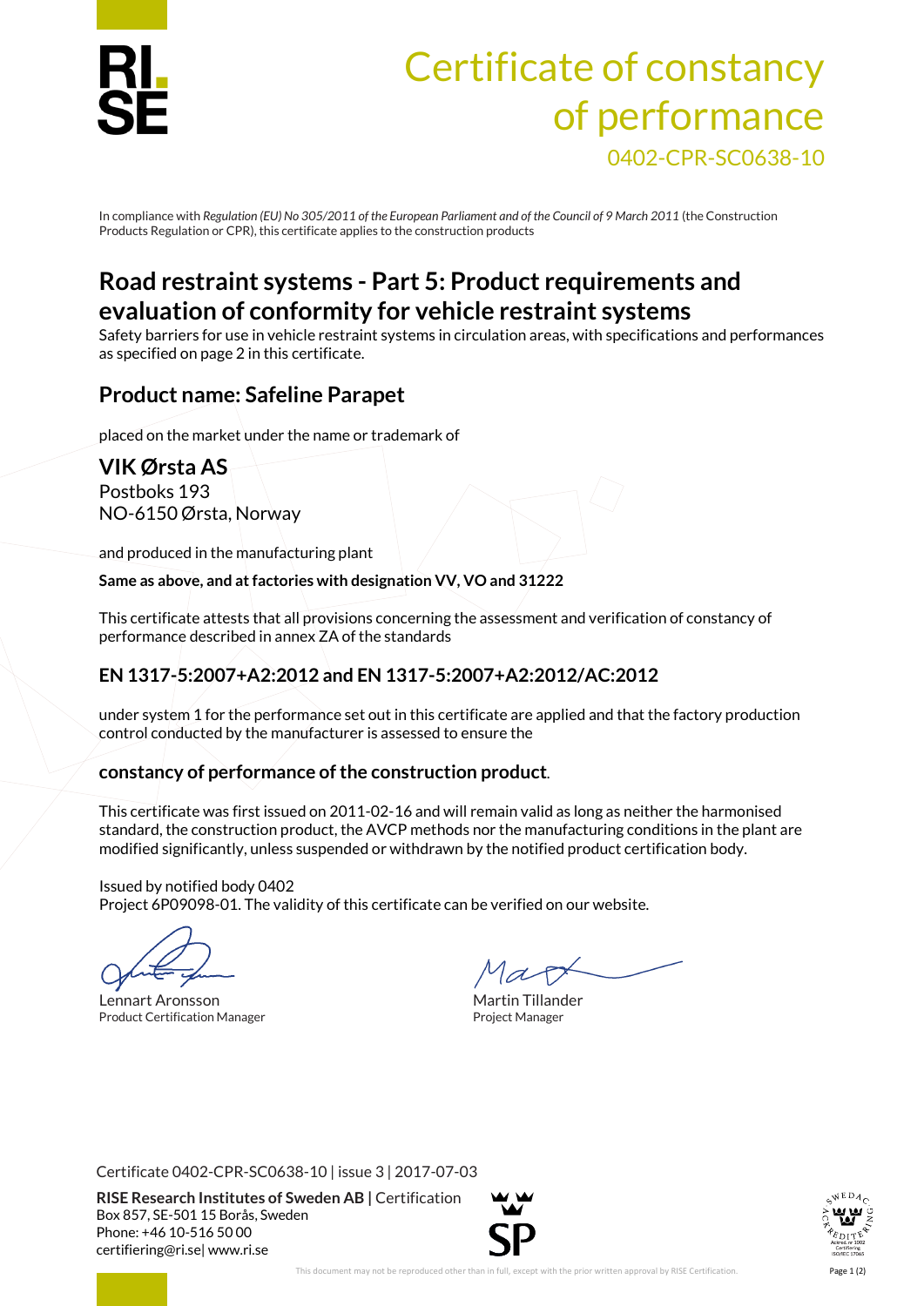# Certificate of constancy of performance

0402-CPR-SC0638-10

In compliance with *Regulation (EU) No 305/2011 of the European Parliament and of the Council of 9 March 2011* (the Construction Products Regulation or CPR), this certificate applies to the construction products

## Road restraint systems - Part 5: Product requirements and evaluation of conformity for vehicle restraint systems

Safety barriers for use in vehicle restraint systems in circulation areas, with specifications and performances as specified on page 2 in this certificate.

### Product name: Safeline Parapet

placed on the market under the name or trademark of

### VIK Ørsta AS

Postboks 193
NO-6150 Ørsta, Norway

and produced in the manufacturing plant

**Same as above, and at factories with designation VV, VO and 31222**

This certificate attests that all provisions concerning the assessment and verification of constancy of performance described in annex ZA of the standards

### EN 1317-5:2007+A2:2012 and EN 1317-5:2007+A2:2012/AC:2012

under system 1 for the performance set out in this certificate are applied and that the factory production control conducted by the manufacturer is assessed to ensure the

### constancy of performance of the construction product.

This certificate was first issued on 2011-02-16 and will remain valid as long as neither the harmonised standard, the construction product, the AVCP methods nor the manufacturing conditions in the plant are modified significantly, unless suspended or withdrawn by the notified product certification body.

Issued by notified body 0402
Project 6P09098-01. The validity of this certificate can be verified on our website.

Lennart Aronsson
Product Certification Manager

Martin Tillander
Project Manager

Certificate 0402-CPR-SC0638-10 | issue 3 | 2017-07-03

**RISE Research Institutes of Sweden AB |** Certification
Box 857, SE-501 15 Borås, Sweden
Phone: +46 10-516 50 00
certifiering@ri.se| www.ri.se

This document may not be reproduced other than in full, except with the prior written approval by RISE Certification.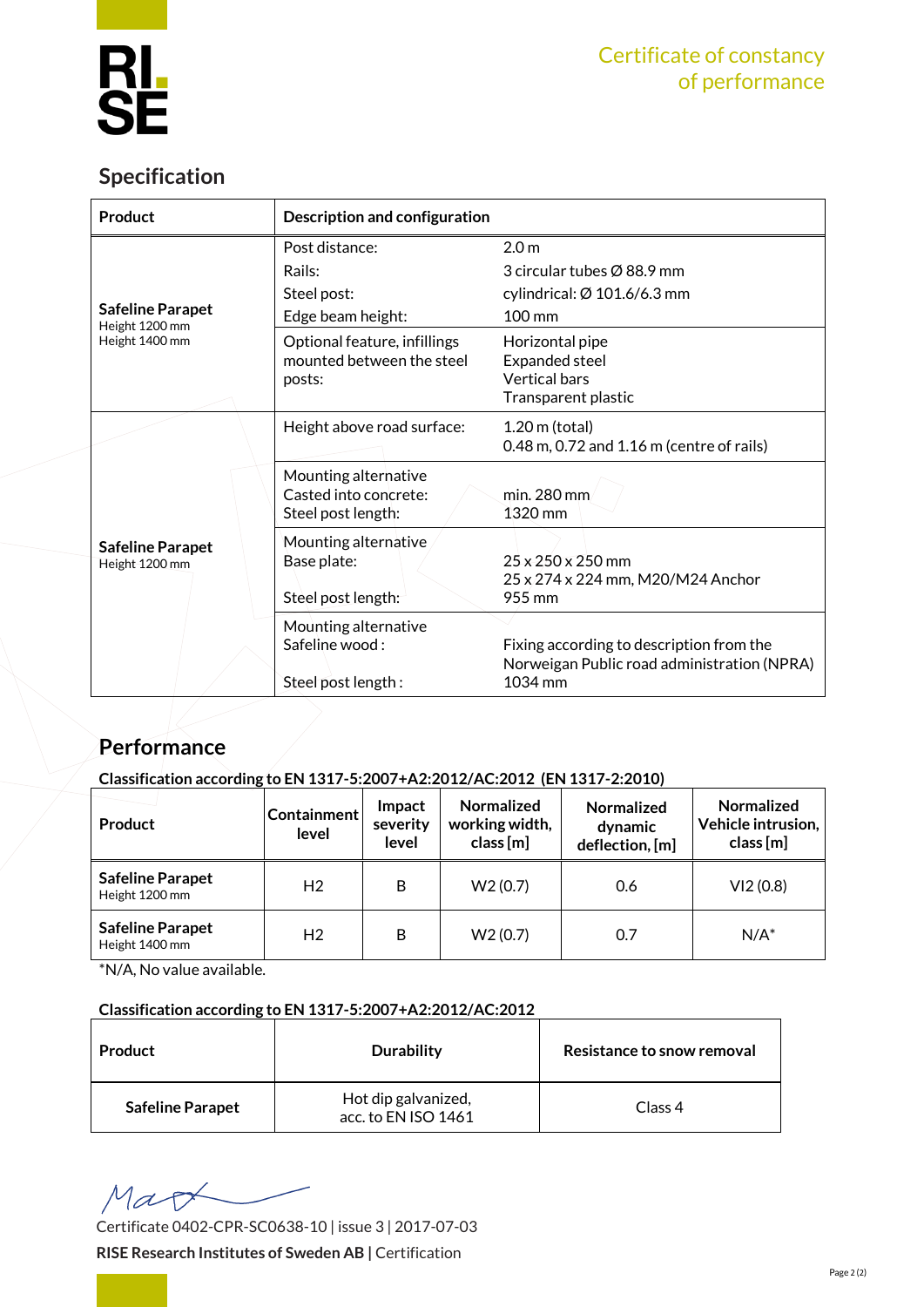Certificate of constancy of performance

## Specification

| Product | Description and configuration | |
|---|---|---|
| **Safeline Parapet** Height 1200 mm Height 1400 mm | Post distance:<br>Rails:<br>Steel post:<br>Edge beam height: | 2.0 m<br>3 circular tubes Ø 88.9 mm<br>cylindrical: Ø 101.6/6.3 mm<br>100 mm |
| | Optional feature, infillings mounted between the steel posts: | Horizontal pipe<br>Expanded steel<br>Vertical bars<br>Transparent plastic |
| **Safeline Parapet** Height 1200 mm | Height above road surface: | 1.20 m (total)<br>0.48 m, 0.72 and 1.16 m (centre of rails) |
| | Mounting alternative<br>Casted into concrete:<br>Steel post length: | <br>min. 280 mm<br>1320 mm |
| | Mounting alternative<br>Base plate:<br><br>Steel post length: | <br>25 x 250 x 250 mm<br>25 x 274 x 224 mm, M20/M24 Anchor<br>955 mm |
| | Mounting alternative<br>Safeline wood :<br><br>Steel post length : | <br>Fixing according to description from the Norweigan Public road administration (NPRA)<br>1034 mm |

## Performance

**Classification according to EN 1317-5:2007+A2:2012/AC:2012 (EN 1317-2:2010)**

| Product | Containment level | Impact severity level | Normalized working width, class [m] | Normalized dynamic deflection, [m] | Normalized Vehicle intrusion, class [m] |
|---|---|---|---|---|---|
| **Safeline Parapet** Height 1200 mm | H2 | B | W2 (0.7) | 0.6 | VI2 (0.8) |
| **Safeline Parapet** Height 1400 mm | H2 | B | W2 (0.7) | 0.7 | N/A* |

*N/A, No value available.

**Classification according to EN 1317-5:2007+A2:2012/AC:2012**

| Product | Durability | Resistance to snow removal |
|---|---|---|
| **Safeline Parapet** | Hot dip galvanized, acc. to EN ISO 1461 | Class 4 |

Certificate 0402-CPR-SC0638-10 | issue 3 | 2017-07-03

**RISE Research Institutes of Sweden AB** | Certification